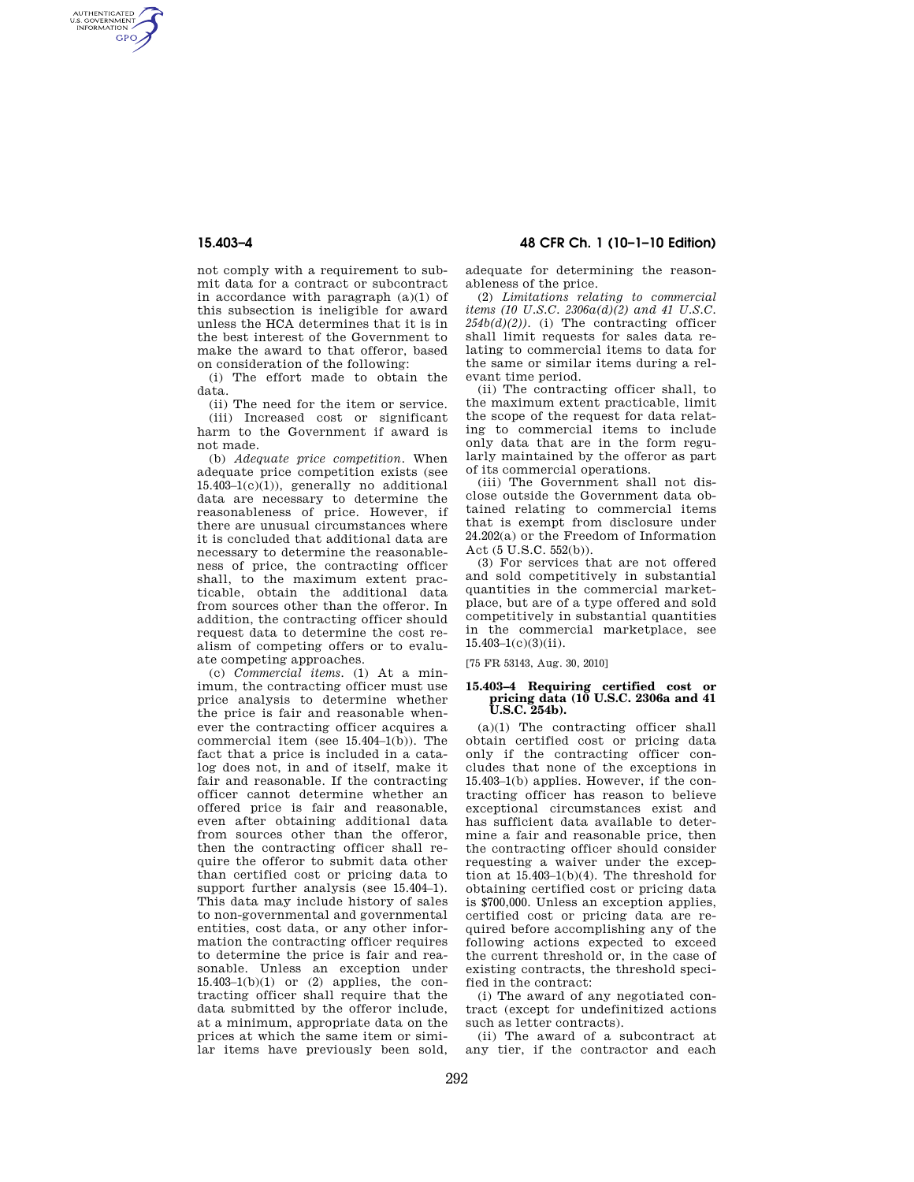not comply with a requirement to submit data for a contract or subcontract in accordance with paragraph (a)(1) of this subsection is ineligible for award unless the HCA determines that it is in the best interest of the Government to make the award to that offeror, based on consideration of the following:

(i) The effort made to obtain the data.

(ii) The need for the item or service.

(iii) Increased cost or significant harm to the Government if award is not made.

(b) *Adequate price competition.* When adequate price competition exists (see 15.403–1(c)(1)), generally no additional data are necessary to determine the reasonableness of price. However, if there are unusual circumstances where it is concluded that additional data are necessary to determine the reasonableness of price, the contracting officer shall, to the maximum extent practicable, obtain the additional data from sources other than the offeror. In addition, the contracting officer should request data to determine the cost realism of competing offers or to evaluate competing approaches.

(c) *Commercial items.* (1) At a minimum, the contracting officer must use price analysis to determine whether the price is fair and reasonable whenever the contracting officer acquires a commercial item (see 15.404–1(b)). The fact that a price is included in a catalog does not, in and of itself, make it fair and reasonable. If the contracting officer cannot determine whether an offered price is fair and reasonable, even after obtaining additional data from sources other than the offeror, then the contracting officer shall require the offeror to submit data other than certified cost or pricing data to support further analysis (see 15.404–1). This data may include history of sales to non-governmental and governmental entities, cost data, or any other information the contracting officer requires to determine the price is fair and reasonable. Unless an exception under 15.403–1(b)(1) or (2) applies, the contracting officer shall require that the data submitted by the offeror include, at a minimum, appropriate data on the prices at which the same item or similar items have previously been sold, adequate for determining the reasonableness of the price.

(2) *Limitations relating to commercial items (10 U.S.C. 2306a(d)(2) and 41 U.S.C. 254b(d)(2)).* (i) The contracting officer shall limit requests for sales data relating to commercial items to data for the same or similar items during a relevant time period.

(ii) The contracting officer shall, to the maximum extent practicable, limit the scope of the request for data relating to commercial items to include only data that are in the form regularly maintained by the offeror as part of its commercial operations.

(iii) The Government shall not disclose outside the Government data obtained relating to commercial items that is exempt from disclosure under 24.202(a) or the Freedom of Information Act (5 U.S.C. 552(b)).

(3) For services that are not offered and sold competitively in substantial quantities in the commercial marketplace, but are of a type offered and sold competitively in substantial quantities in the commercial marketplace, see 15.403–1(c)(3)(ii).

[75 FR 53143, Aug. 30, 2010]

### 15.403–4 Requiring certified cost or pricing data (10 U.S.C. 2306a and 41 U.S.C. 254b).

(a)(1) The contracting officer shall obtain certified cost or pricing data only if the contracting officer concludes that none of the exceptions in 15.403–1(b) applies. However, if the contracting officer has reason to believe exceptional circumstances exist and has sufficient data available to determine a fair and reasonable price, then the contracting officer should consider requesting a waiver under the exception at 15.403–1(b)(4). The threshold for obtaining certified cost or pricing data is $700,000. Unless an exception applies, certified cost or pricing data are required before accomplishing any of the following actions expected to exceed the current threshold or, in the case of existing contracts, the threshold specified in the contract:

(i) The award of any negotiated contract (except for undefinitized actions such as letter contracts).

(ii) The award of a subcontract at any tier, if the contractor and each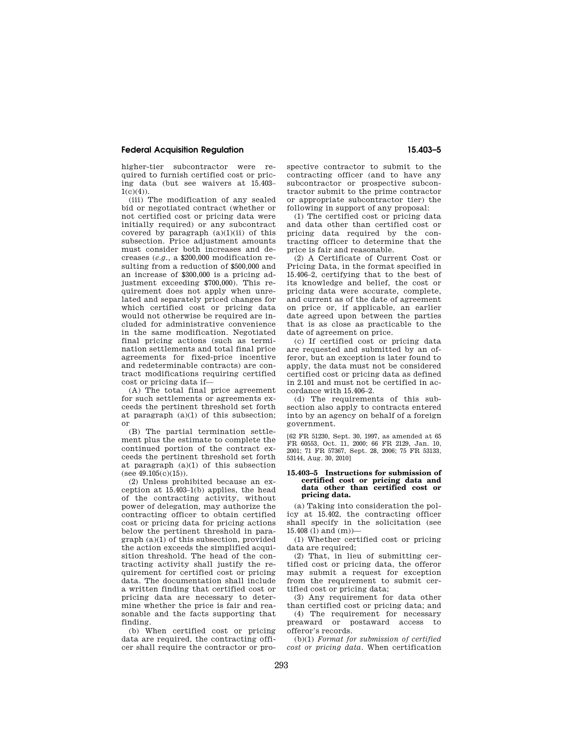higher-tier subcontractor were required to furnish certified cost or pricing data (but see waivers at 15.403–1(c)(4)).

(iii) The modification of any sealed bid or negotiated contract (whether or not certified cost or pricing data were initially required) or any subcontract covered by paragraph (a)(1)(ii) of this subsection. Price adjustment amounts must consider both increases and decreases (*e.g.*, a $200,000 modification resulting from a reduction of $500,000 and an increase of $300,000 is a pricing adjustment exceeding $700,000). This requirement does not apply when unrelated and separately priced changes for which certified cost or pricing data would not otherwise be required are included for administrative convenience in the same modification. Negotiated final pricing actions (such as termination settlements and total final price agreements for fixed-price incentive and redeterminable contracts) are contract modifications requiring certified cost or pricing data if—

(A) The total final price agreement for such settlements or agreements exceeds the pertinent threshold set forth at paragraph (a)(1) of this subsection; or

(B) The partial termination settlement plus the estimate to complete the continued portion of the contract exceeds the pertinent threshold set forth at paragraph (a)(1) of this subsection (see 49.105(c)(15)).

(2) Unless prohibited because an exception at 15.403–1(b) applies, the head of the contracting activity, without power of delegation, may authorize the contracting officer to obtain certified cost or pricing data for pricing actions below the pertinent threshold in paragraph (a)(1) of this subsection, provided the action exceeds the simplified acquisition threshold. The head of the contracting activity shall justify the requirement for certified cost or pricing data. The documentation shall include a written finding that certified cost or pricing data are necessary to determine whether the price is fair and reasonable and the facts supporting that finding.

(b) When certified cost or pricing data are required, the contracting officer shall require the contractor or prospective contractor to submit to the contracting officer (and to have any subcontractor or prospective subcontractor submit to the prime contractor or appropriate subcontractor tier) the following in support of any proposal:

(1) The certified cost or pricing data and data other than certified cost or pricing data required by the contracting officer to determine that the price is fair and reasonable.

(2) A Certificate of Current Cost or Pricing Data, in the format specified in 15.406–2, certifying that to the best of its knowledge and belief, the cost or pricing data were accurate, complete, and current as of the date of agreement on price or, if applicable, an earlier date agreed upon between the parties that is as close as practicable to the date of agreement on price.

(c) If certified cost or pricing data are requested and submitted by an offeror, but an exception is later found to apply, the data must not be considered certified cost or pricing data as defined in 2.101 and must not be certified in accordance with 15.406–2.

(d) The requirements of this subsection also apply to contracts entered into by an agency on behalf of a foreign government.

[62 FR 51230, Sept. 30, 1997, as amended at 65 FR 60553, Oct. 11, 2000; 66 FR 2129, Jan. 10, 2001; 71 FR 57367, Sept. 28, 2006; 75 FR 53133, 53144, Aug. 30, 2010]

### 15.403–5 Instructions for submission of certified cost or pricing data and data other than certified cost or pricing data.

(a) Taking into consideration the policy at 15.402, the contracting officer shall specify in the solicitation (see 15.408 (l) and (m))—

(1) Whether certified cost or pricing data are required;

(2) That, in lieu of submitting certified cost or pricing data, the offeror may submit a request for exception from the requirement to submit certified cost or pricing data;

(3) Any requirement for data other than certified cost or pricing data; and

(4) The requirement for necessary preaward or postaward access to offeror's records.

(b)(1) *Format for submission of certified cost or pricing data*. When certification